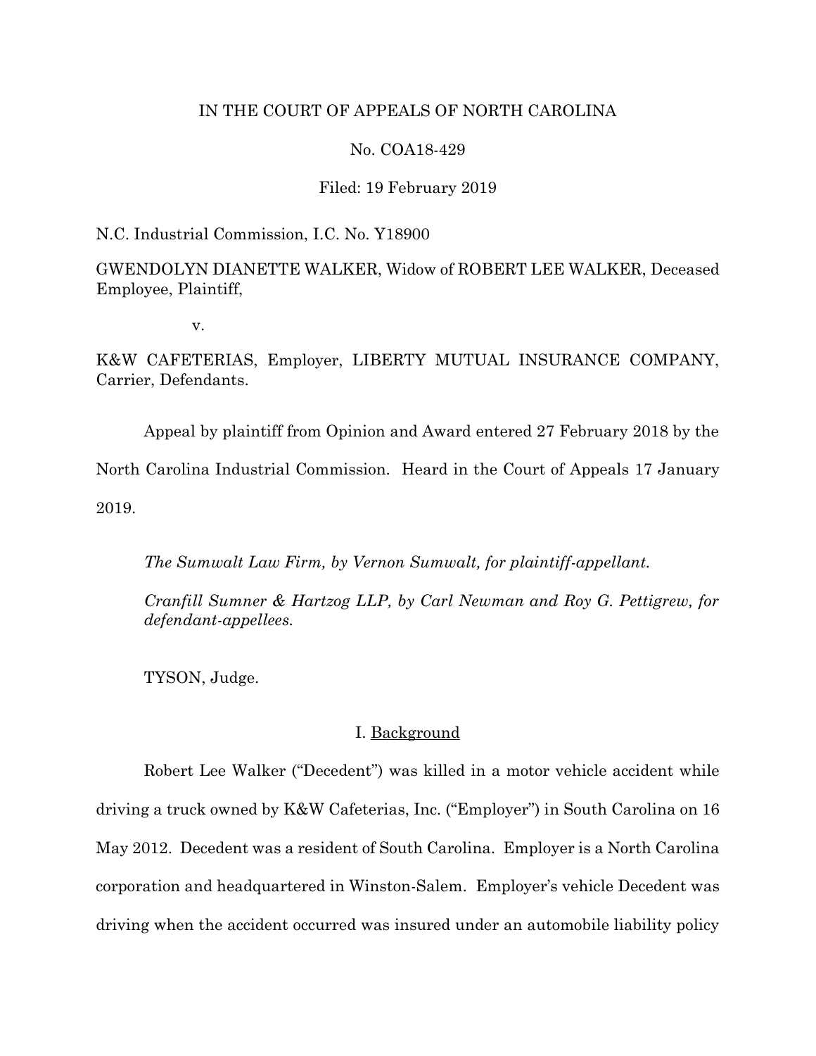IN THE COURT OF APPEALS OF NORTH CAROLINA

No. COA18-429

Filed: 19 February 2019

N.C. Industrial Commission, I.C. No. Y18900

GWENDOLYN DIANETTE WALKER, Widow of ROBERT LEE WALKER, Deceased Employee, Plaintiff,

v.

K&W CAFETERIAS, Employer, LIBERTY MUTUAL INSURANCE COMPANY, Carrier, Defendants.

Appeal by plaintiff from Opinion and Award entered 27 February 2018 by the North Carolina Industrial Commission. Heard in the Court of Appeals 17 January 2019.

*The Sumwalt Law Firm, by Vernon Sumwalt, for plaintiff-appellant.*

*Cranfill Sumner & Hartzog LLP, by Carl Newman and Roy G. Pettigrew, for defendant-appellees.*

TYSON, Judge.

## I. Background

Robert Lee Walker ("Decedent") was killed in a motor vehicle accident while driving a truck owned by K&W Cafeterias, Inc. ("Employer") in South Carolina on 16 May 2012. Decedent was a resident of South Carolina. Employer is a North Carolina corporation and headquartered in Winston-Salem. Employer's vehicle Decedent was driving when the accident occurred was insured under an automobile liability policy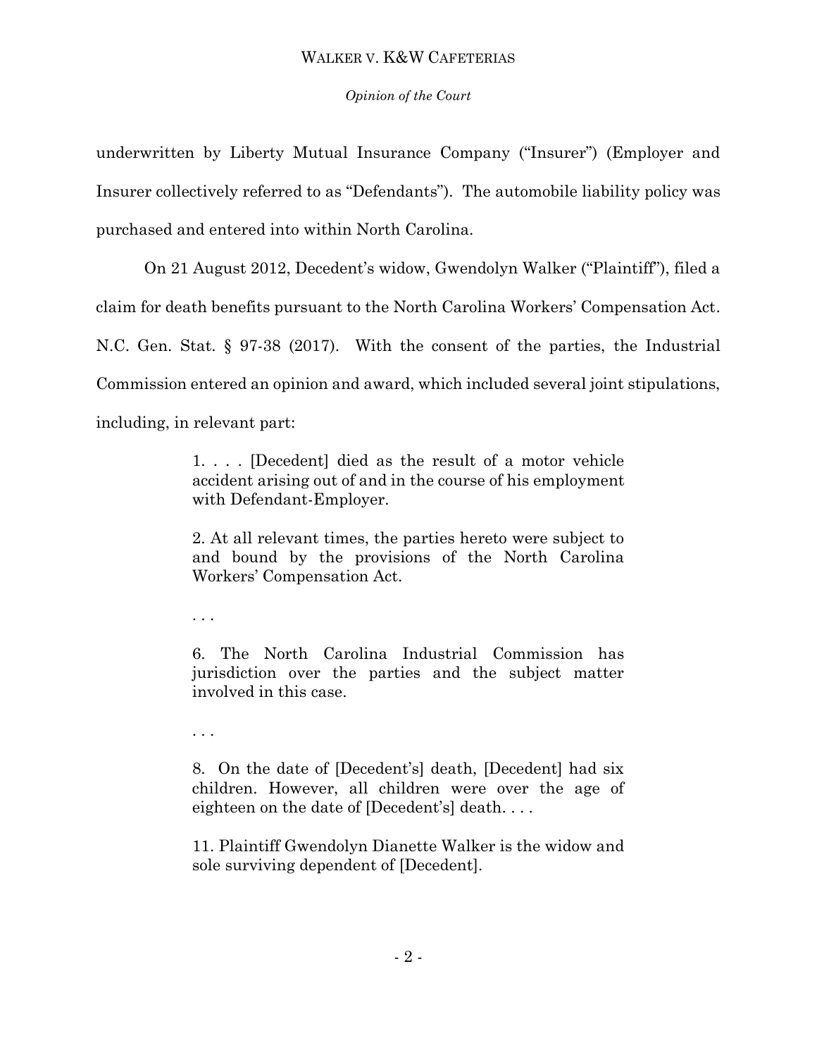underwritten by Liberty Mutual Insurance Company ("Insurer") (Employer and Insurer collectively referred to as "Defendants"). The automobile liability policy was purchased and entered into within North Carolina.

On 21 August 2012, Decedent's widow, Gwendolyn Walker ("Plaintiff"), filed a claim for death benefits pursuant to the North Carolina Workers' Compensation Act. N.C. Gen. Stat. § 97-38 (2017). With the consent of the parties, the Industrial Commission entered an opinion and award, which included several joint stipulations, including, in relevant part:

> 1. . . . [Decedent] died as the result of a motor vehicle accident arising out of and in the course of his employment with Defendant-Employer.
>
> 2. At all relevant times, the parties hereto were subject to and bound by the provisions of the North Carolina Workers' Compensation Act.
>
> . . .
>
> 6. The North Carolina Industrial Commission has jurisdiction over the parties and the subject matter involved in this case.
>
> . . .
>
> 8. On the date of [Decedent's] death, [Decedent] had six children. However, all children were over the age of eighteen on the date of [Decedent's] death. . . .
>
> 11. Plaintiff Gwendolyn Dianette Walker is the widow and sole surviving dependent of [Decedent].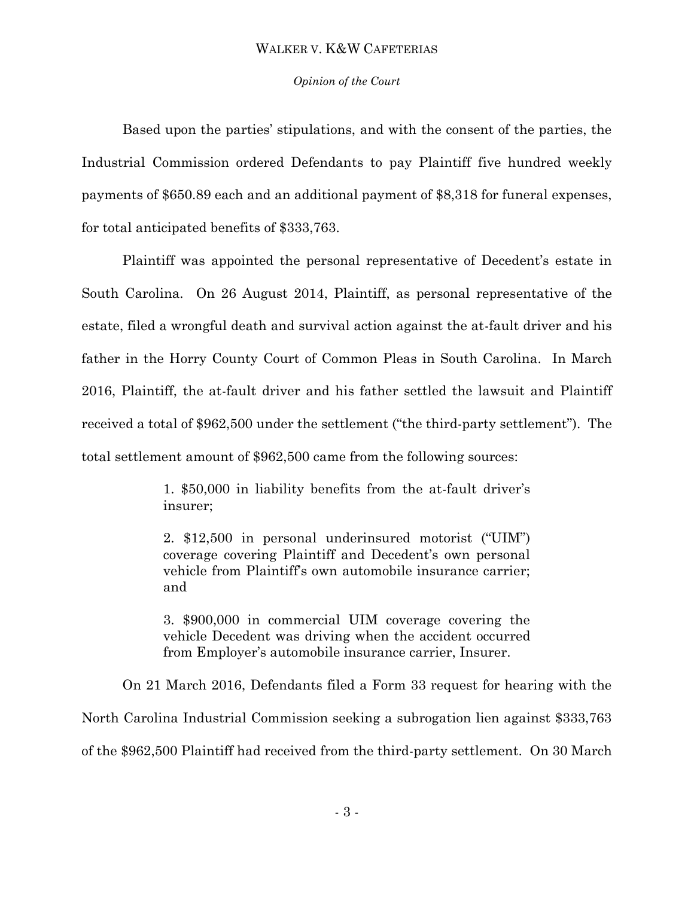Based upon the parties' stipulations, and with the consent of the parties, the Industrial Commission ordered Defendants to pay Plaintiff five hundred weekly payments of $650.89 each and an additional payment of $8,318 for funeral expenses, for total anticipated benefits of $333,763.

Plaintiff was appointed the personal representative of Decedent's estate in South Carolina. On 26 August 2014, Plaintiff, as personal representative of the estate, filed a wrongful death and survival action against the at-fault driver and his father in the Horry County Court of Common Pleas in South Carolina. In March 2016, Plaintiff, the at-fault driver and his father settled the lawsuit and Plaintiff received a total of $962,500 under the settlement ("the third-party settlement"). The total settlement amount of $962,500 came from the following sources:

> 1. $50,000 in liability benefits from the at-fault driver's insurer;
>
> 2. $12,500 in personal underinsured motorist ("UIM") coverage covering Plaintiff and Decedent's own personal vehicle from Plaintiff's own automobile insurance carrier; and
>
> 3. $900,000 in commercial UIM coverage covering the vehicle Decedent was driving when the accident occurred from Employer's automobile insurance carrier, Insurer.

On 21 March 2016, Defendants filed a Form 33 request for hearing with the North Carolina Industrial Commission seeking a subrogation lien against $333,763 of the $962,500 Plaintiff had received from the third-party settlement. On 30 March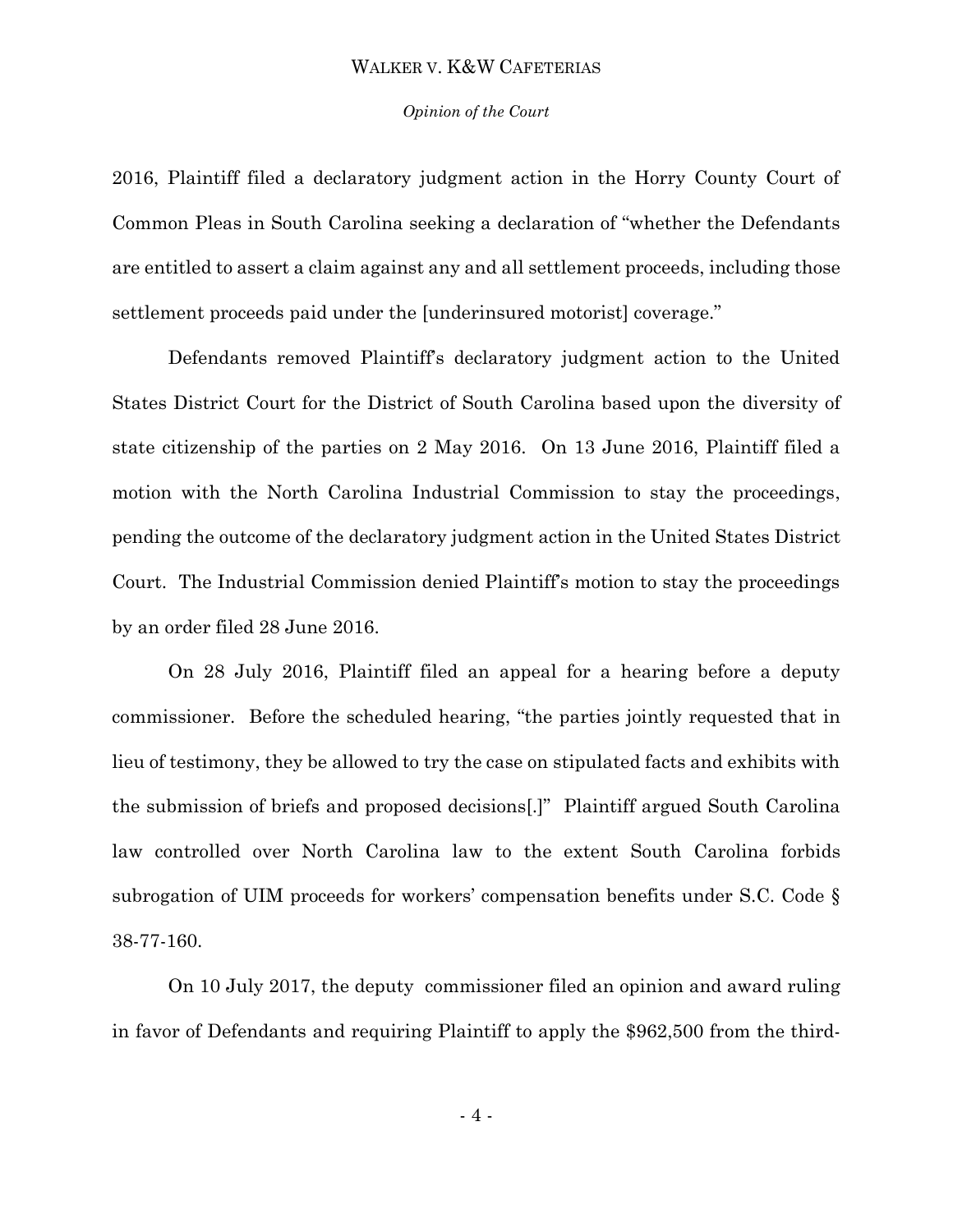2016, Plaintiff filed a declaratory judgment action in the Horry County Court of Common Pleas in South Carolina seeking a declaration of "whether the Defendants are entitled to assert a claim against any and all settlement proceeds, including those settlement proceeds paid under the [underinsured motorist] coverage."

Defendants removed Plaintiff's declaratory judgment action to the United States District Court for the District of South Carolina based upon the diversity of state citizenship of the parties on 2 May 2016. On 13 June 2016, Plaintiff filed a motion with the North Carolina Industrial Commission to stay the proceedings, pending the outcome of the declaratory judgment action in the United States District Court. The Industrial Commission denied Plaintiff's motion to stay the proceedings by an order filed 28 June 2016.

On 28 July 2016, Plaintiff filed an appeal for a hearing before a deputy commissioner. Before the scheduled hearing, "the parties jointly requested that in lieu of testimony, they be allowed to try the case on stipulated facts and exhibits with the submission of briefs and proposed decisions[.]" Plaintiff argued South Carolina law controlled over North Carolina law to the extent South Carolina forbids subrogation of UIM proceeds for workers' compensation benefits under S.C. Code § 38-77-160.

On 10 July 2017, the deputy commissioner filed an opinion and award ruling in favor of Defendants and requiring Plaintiff to apply the $962,500 from the third-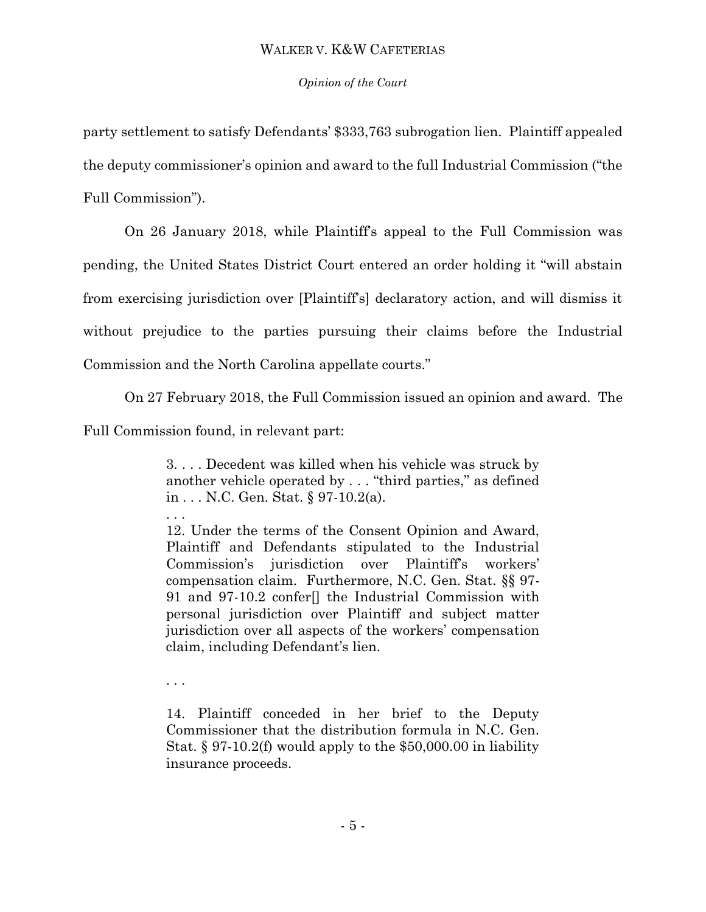party settlement to satisfy Defendants' $333,763 subrogation lien. Plaintiff appealed the deputy commissioner's opinion and award to the full Industrial Commission ("the Full Commission").

On 26 January 2018, while Plaintiff's appeal to the Full Commission was pending, the United States District Court entered an order holding it "will abstain from exercising jurisdiction over [Plaintiff's] declaratory action, and will dismiss it without prejudice to the parties pursuing their claims before the Industrial Commission and the North Carolina appellate courts."

On 27 February 2018, the Full Commission issued an opinion and award. The Full Commission found, in relevant part:

> 3. . . . Decedent was killed when his vehicle was struck by another vehicle operated by . . . "third parties," as defined in . . . N.C. Gen. Stat. § 97-10.2(a).
>
> . . .
>
> 12. Under the terms of the Consent Opinion and Award, Plaintiff and Defendants stipulated to the Industrial Commission's jurisdiction over Plaintiff's workers' compensation claim. Furthermore, N.C. Gen. Stat. §§ 97-91 and 97-10.2 confer[] the Industrial Commission with personal jurisdiction over Plaintiff and subject matter jurisdiction over all aspects of the workers' compensation claim, including Defendant's lien.
>
> . . .
>
> 14. Plaintiff conceded in her brief to the Deputy Commissioner that the distribution formula in N.C. Gen. Stat. § 97-10.2(f) would apply to the $50,000.00 in liability insurance proceeds.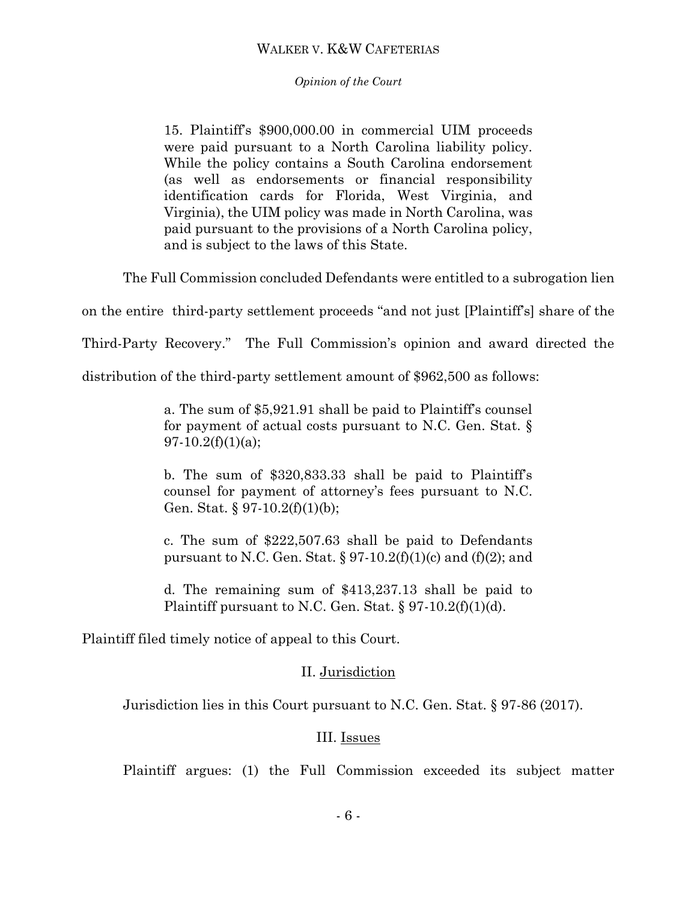> 15. Plaintiff's $900,000.00 in commercial UIM proceeds were paid pursuant to a North Carolina liability policy. While the policy contains a South Carolina endorsement (as well as endorsements or financial responsibility identification cards for Florida, West Virginia, and Virginia), the UIM policy was made in North Carolina, was paid pursuant to the provisions of a North Carolina policy, and is subject to the laws of this State.

The Full Commission concluded Defendants were entitled to a subrogation lien on the entire third-party settlement proceeds "and not just [Plaintiff's] share of the Third-Party Recovery." The Full Commission's opinion and award directed the distribution of the third-party settlement amount of $962,500 as follows:

> a. The sum of $5,921.91 shall be paid to Plaintiff's counsel for payment of actual costs pursuant to N.C. Gen. Stat. § 97-10.2(f)(1)(a);
>
> b. The sum of $320,833.33 shall be paid to Plaintiff's counsel for payment of attorney's fees pursuant to N.C. Gen. Stat. § 97-10.2(f)(1)(b);
>
> c. The sum of $222,507.63 shall be paid to Defendants pursuant to N.C. Gen. Stat. § 97-10.2(f)(1)(c) and (f)(2); and
>
> d. The remaining sum of $413,237.13 shall be paid to Plaintiff pursuant to N.C. Gen. Stat. § 97-10.2(f)(1)(d).

Plaintiff filed timely notice of appeal to this Court.

## II. Jurisdiction

Jurisdiction lies in this Court pursuant to N.C. Gen. Stat. § 97-86 (2017).

## III. Issues

Plaintiff argues: (1) the Full Commission exceeded its subject matter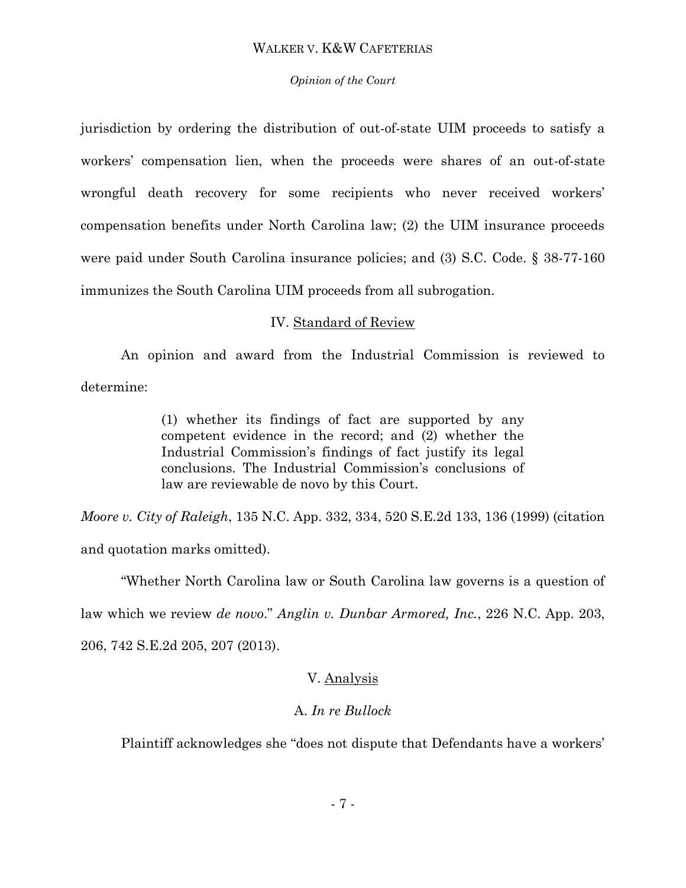jurisdiction by ordering the distribution of out-of-state UIM proceeds to satisfy a workers' compensation lien, when the proceeds were shares of an out-of-state wrongful death recovery for some recipients who never received workers' compensation benefits under North Carolina law; (2) the UIM insurance proceeds were paid under South Carolina insurance policies; and (3) S.C. Code. § 38-77-160 immunizes the South Carolina UIM proceeds from all subrogation.

## IV. Standard of Review

An opinion and award from the Industrial Commission is reviewed to determine:

> (1) whether its findings of fact are supported by any competent evidence in the record; and (2) whether the Industrial Commission's findings of fact justify its legal conclusions. The Industrial Commission's conclusions of law are reviewable de novo by this Court.

*Moore v. City of Raleigh*, 135 N.C. App. 332, 334, 520 S.E.2d 133, 136 (1999) (citation and quotation marks omitted).

"Whether North Carolina law or South Carolina law governs is a question of law which we review *de novo*." *Anglin v. Dunbar Armored, Inc.*, 226 N.C. App. 203, 206, 742 S.E.2d 205, 207 (2013).

## V. Analysis

### A. *In re Bullock*

Plaintiff acknowledges she "does not dispute that Defendants have a workers'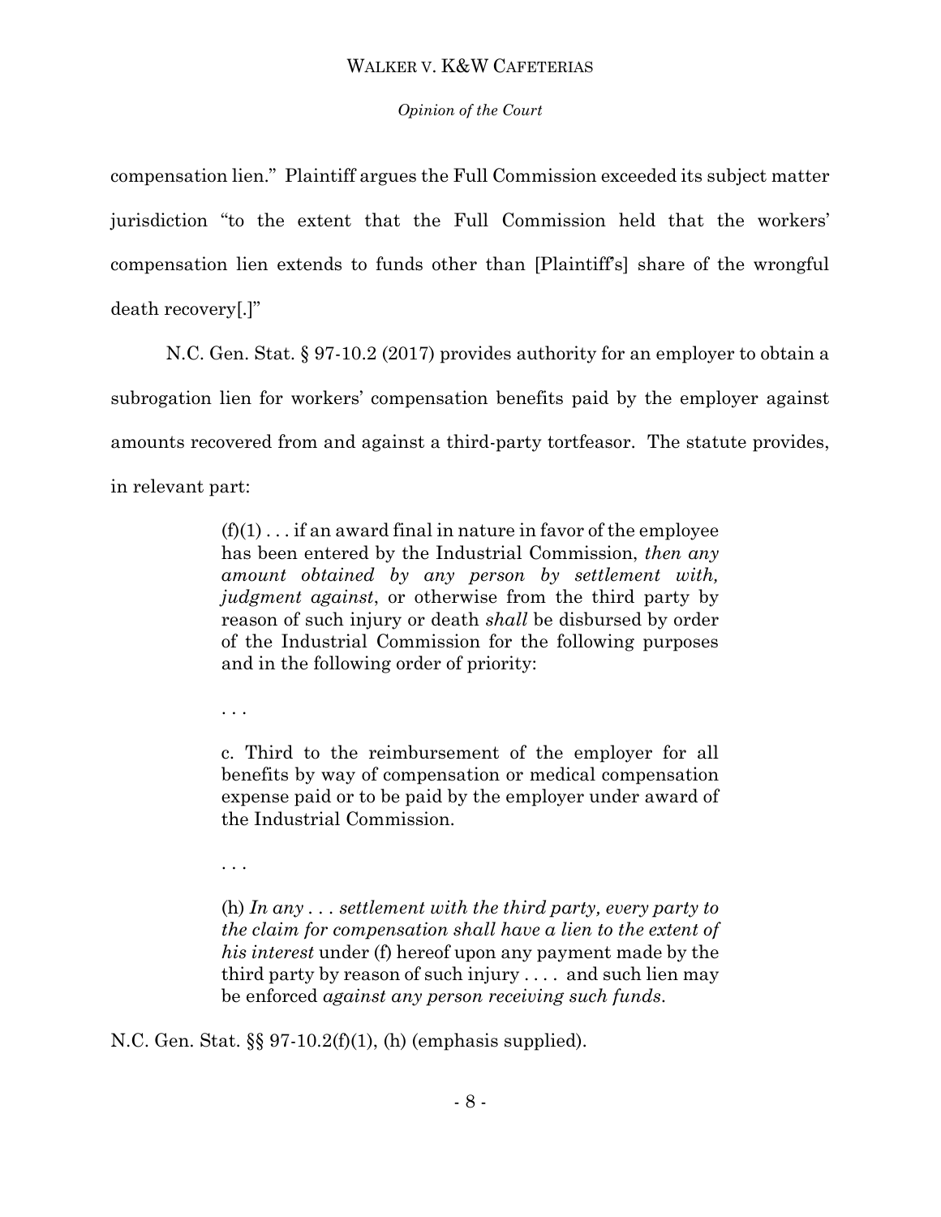compensation lien." Plaintiff argues the Full Commission exceeded its subject matter jurisdiction "to the extent that the Full Commission held that the workers' compensation lien extends to funds other than [Plaintiff's] share of the wrongful death recovery[.]"

N.C. Gen. Stat. § 97-10.2 (2017) provides authority for an employer to obtain a subrogation lien for workers' compensation benefits paid by the employer against amounts recovered from and against a third-party tortfeasor. The statute provides, in relevant part:

> (f)(1) . . . if an award final in nature in favor of the employee has been entered by the Industrial Commission, *then any amount obtained by any person by settlement with, judgment against*, or otherwise from the third party by reason of such injury or death *shall* be disbursed by order of the Industrial Commission for the following purposes and in the following order of priority:
>
> . . .
>
> c. Third to the reimbursement of the employer for all benefits by way of compensation or medical compensation expense paid or to be paid by the employer under award of the Industrial Commission.
>
> . . .
>
> (h) *In any . . . settlement with the third party, every party to the claim for compensation shall have a lien to the extent of his interest* under (f) hereof upon any payment made by the third party by reason of such injury . . . . and such lien may be enforced *against any person receiving such funds*.

N.C. Gen. Stat. §§ 97-10.2(f)(1), (h) (emphasis supplied).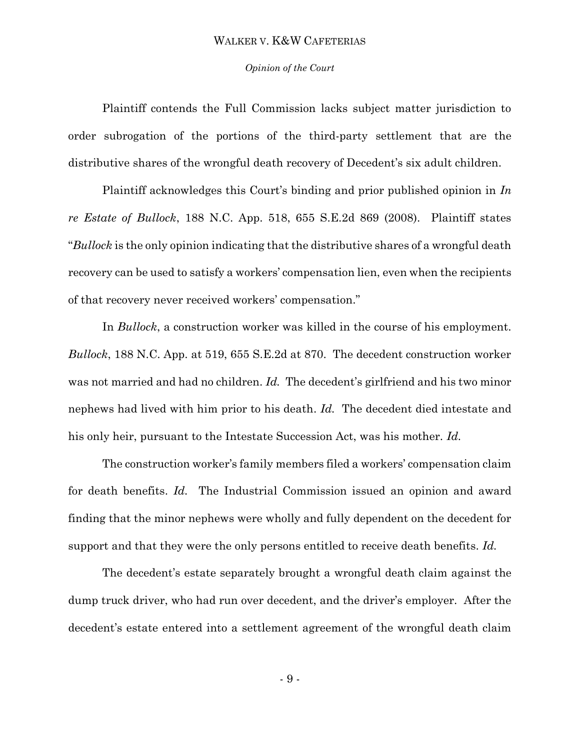Plaintiff contends the Full Commission lacks subject matter jurisdiction to order subrogation of the portions of the third-party settlement that are the distributive shares of the wrongful death recovery of Decedent's six adult children.

Plaintiff acknowledges this Court's binding and prior published opinion in *In re Estate of Bullock*, 188 N.C. App. 518, 655 S.E.2d 869 (2008). Plaintiff states "*Bullock* is the only opinion indicating that the distributive shares of a wrongful death recovery can be used to satisfy a workers' compensation lien, even when the recipients of that recovery never received workers' compensation."

In *Bullock*, a construction worker was killed in the course of his employment. *Bullock*, 188 N.C. App. at 519, 655 S.E.2d at 870. The decedent construction worker was not married and had no children. *Id.* The decedent's girlfriend and his two minor nephews had lived with him prior to his death. *Id.* The decedent died intestate and his only heir, pursuant to the Intestate Succession Act, was his mother. *Id.*

The construction worker's family members filed a workers' compensation claim for death benefits. *Id.* The Industrial Commission issued an opinion and award finding that the minor nephews were wholly and fully dependent on the decedent for support and that they were the only persons entitled to receive death benefits. *Id.*

The decedent's estate separately brought a wrongful death claim against the dump truck driver, who had run over decedent, and the driver's employer. After the decedent's estate entered into a settlement agreement of the wrongful death claim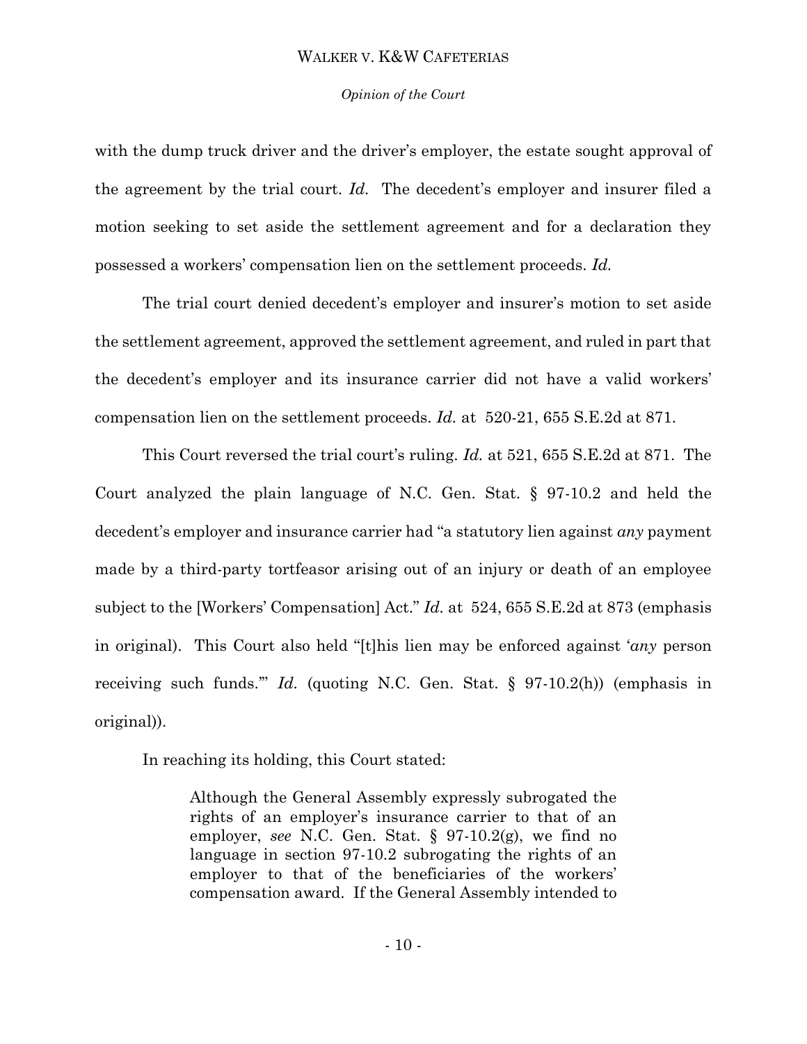with the dump truck driver and the driver's employer, the estate sought approval of the agreement by the trial court. *Id.* The decedent's employer and insurer filed a motion seeking to set aside the settlement agreement and for a declaration they possessed a workers' compensation lien on the settlement proceeds. *Id.*

The trial court denied decedent's employer and insurer's motion to set aside the settlement agreement, approved the settlement agreement, and ruled in part that the decedent's employer and its insurance carrier did not have a valid workers' compensation lien on the settlement proceeds. *Id.* at 520-21, 655 S.E.2d at 871.

This Court reversed the trial court's ruling. *Id.* at 521, 655 S.E.2d at 871. The Court analyzed the plain language of N.C. Gen. Stat. § 97-10.2 and held the decedent's employer and insurance carrier had "a statutory lien against *any* payment made by a third-party tortfeasor arising out of an injury or death of an employee subject to the [Workers' Compensation] Act." *Id.* at 524, 655 S.E.2d at 873 (emphasis in original). This Court also held "[t]his lien may be enforced against '*any* person receiving such funds.'" *Id.* (quoting N.C. Gen. Stat. § 97-10.2(h)) (emphasis in original)).

In reaching its holding, this Court stated:

> Although the General Assembly expressly subrogated the rights of an employer's insurance carrier to that of an employer, *see* N.C. Gen. Stat. § 97-10.2(g), we find no language in section 97-10.2 subrogating the rights of an employer to that of the beneficiaries of the workers' compensation award. If the General Assembly intended to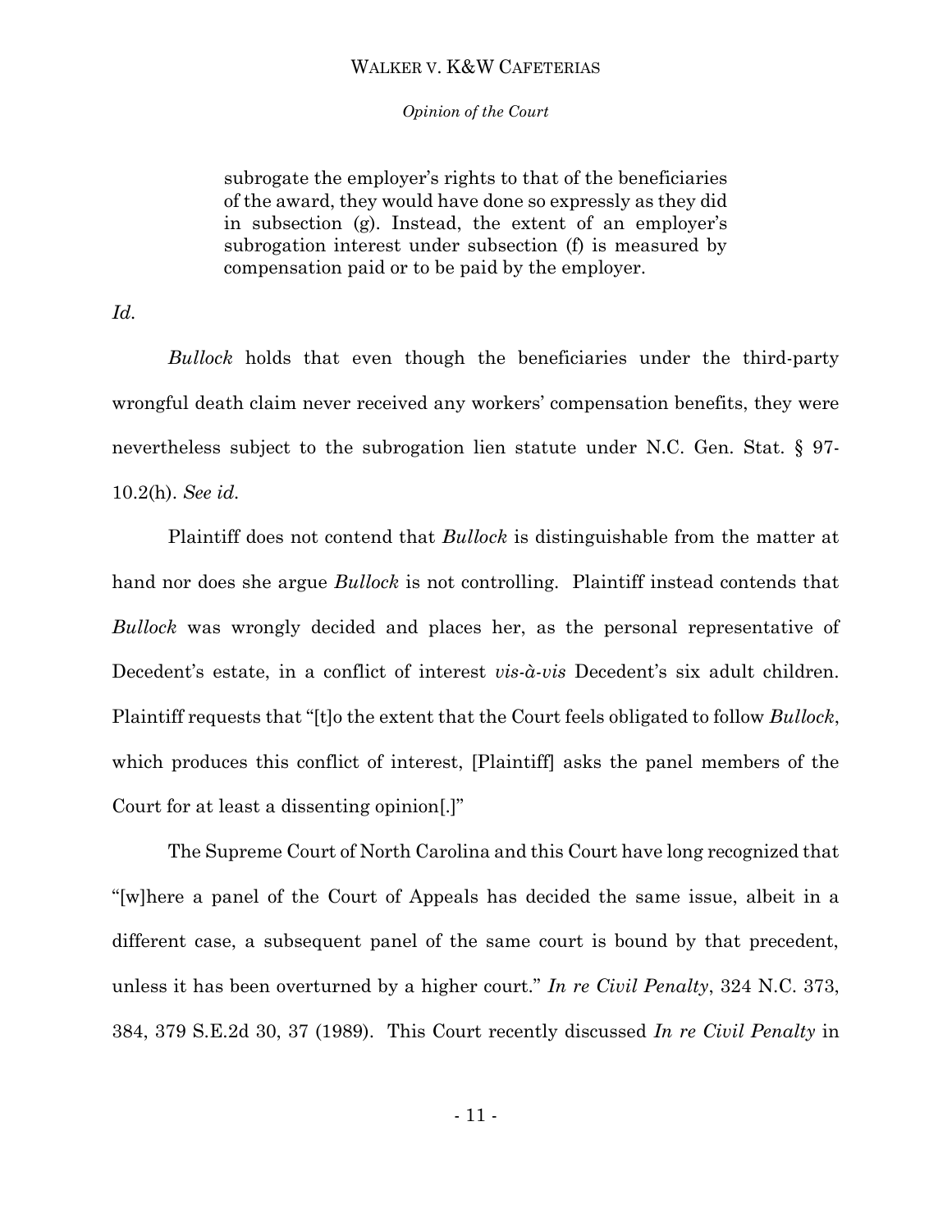> subrogate the employer's rights to that of the beneficiaries of the award, they would have done so expressly as they did in subsection (g). Instead, the extent of an employer's subrogation interest under subsection (f) is measured by compensation paid or to be paid by the employer.

*Id.*

*Bullock* holds that even though the beneficiaries under the third-party wrongful death claim never received any workers' compensation benefits, they were nevertheless subject to the subrogation lien statute under N.C. Gen. Stat. § 97-10.2(h). *See id.*

Plaintiff does not contend that *Bullock* is distinguishable from the matter at hand nor does she argue *Bullock* is not controlling. Plaintiff instead contends that *Bullock* was wrongly decided and places her, as the personal representative of Decedent's estate, in a conflict of interest *vis-à-vis* Decedent's six adult children. Plaintiff requests that "[t]o the extent that the Court feels obligated to follow *Bullock*, which produces this conflict of interest, [Plaintiff] asks the panel members of the Court for at least a dissenting opinion[.]"

The Supreme Court of North Carolina and this Court have long recognized that "[w]here a panel of the Court of Appeals has decided the same issue, albeit in a different case, a subsequent panel of the same court is bound by that precedent, unless it has been overturned by a higher court." *In re Civil Penalty*, 324 N.C. 373, 384, 379 S.E.2d 30, 37 (1989). This Court recently discussed *In re Civil Penalty* in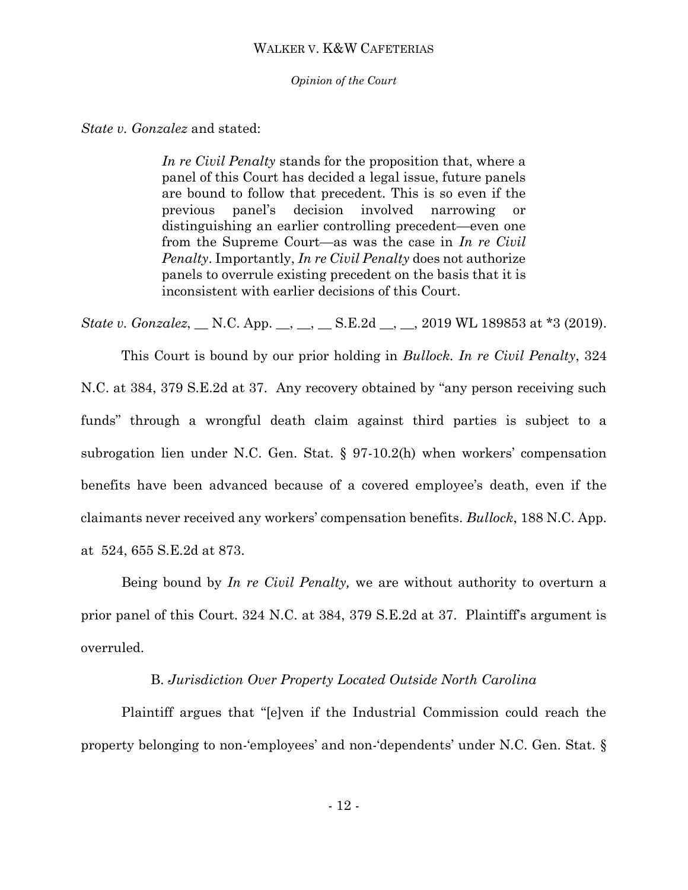*State v. Gonzalez* and stated:

> *In re Civil Penalty* stands for the proposition that, where a panel of this Court has decided a legal issue, future panels are bound to follow that precedent. This is so even if the previous panel's decision involved narrowing or distinguishing an earlier controlling precedent—even one from the Supreme Court—as was the case in *In re Civil Penalty*. Importantly, *In re Civil Penalty* does not authorize panels to overrule existing precedent on the basis that it is inconsistent with earlier decisions of this Court.

*State v. Gonzalez*, __ N.C. App. __, __, __ S.E.2d __, __, 2019 WL 189853 at *3 (2019).

This Court is bound by our prior holding in *Bullock*. *In re Civil Penalty*, 324 N.C. at 384, 379 S.E.2d at 37. Any recovery obtained by "any person receiving such funds" through a wrongful death claim against third parties is subject to a subrogation lien under N.C. Gen. Stat. § 97-10.2(h) when workers' compensation benefits have been advanced because of a covered employee's death, even if the claimants never received any workers' compensation benefits. *Bullock*, 188 N.C. App. at 524, 655 S.E.2d at 873.

Being bound by *In re Civil Penalty,* we are without authority to overturn a prior panel of this Court. 324 N.C. at 384, 379 S.E.2d at 37. Plaintiff's argument is overruled.

### B. *Jurisdiction Over Property Located Outside North Carolina*

Plaintiff argues that "[e]ven if the Industrial Commission could reach the property belonging to non-'employees' and non-'dependents' under N.C. Gen. Stat. §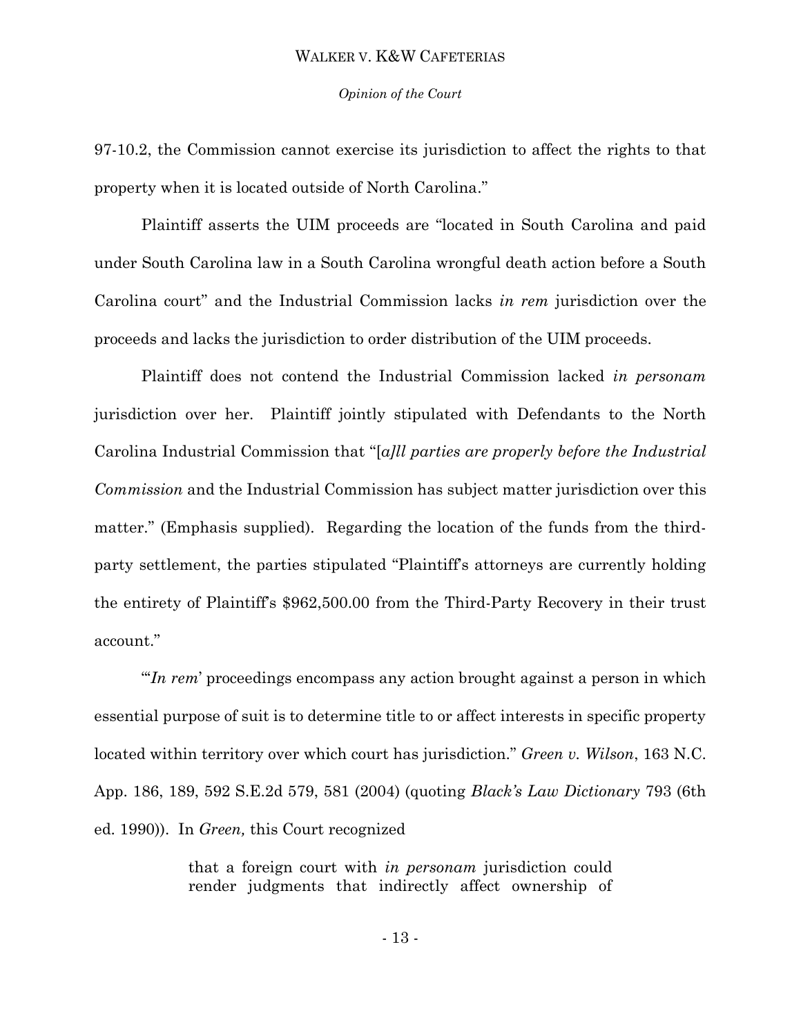97-10.2, the Commission cannot exercise its jurisdiction to affect the rights to that property when it is located outside of North Carolina."

Plaintiff asserts the UIM proceeds are "located in South Carolina and paid under South Carolina law in a South Carolina wrongful death action before a South Carolina court" and the Industrial Commission lacks *in rem* jurisdiction over the proceeds and lacks the jurisdiction to order distribution of the UIM proceeds.

Plaintiff does not contend the Industrial Commission lacked *in personam* jurisdiction over her. Plaintiff jointly stipulated with Defendants to the North Carolina Industrial Commission that "[*a]ll parties are properly before the Industrial Commission* and the Industrial Commission has subject matter jurisdiction over this matter." (Emphasis supplied). Regarding the location of the funds from the third-party settlement, the parties stipulated "Plaintiff's attorneys are currently holding the entirety of Plaintiff's $962,500.00 from the Third-Party Recovery in their trust account."

"'*In rem*' proceedings encompass any action brought against a person in which essential purpose of suit is to determine title to or affect interests in specific property located within territory over which court has jurisdiction." *Green v. Wilson*, 163 N.C. App. 186, 189, 592 S.E.2d 579, 581 (2004) (quoting *Black's Law Dictionary* 793 (6th ed. 1990)). In *Green,* this Court recognized

> that a foreign court with *in personam* jurisdiction could render judgments that indirectly affect ownership of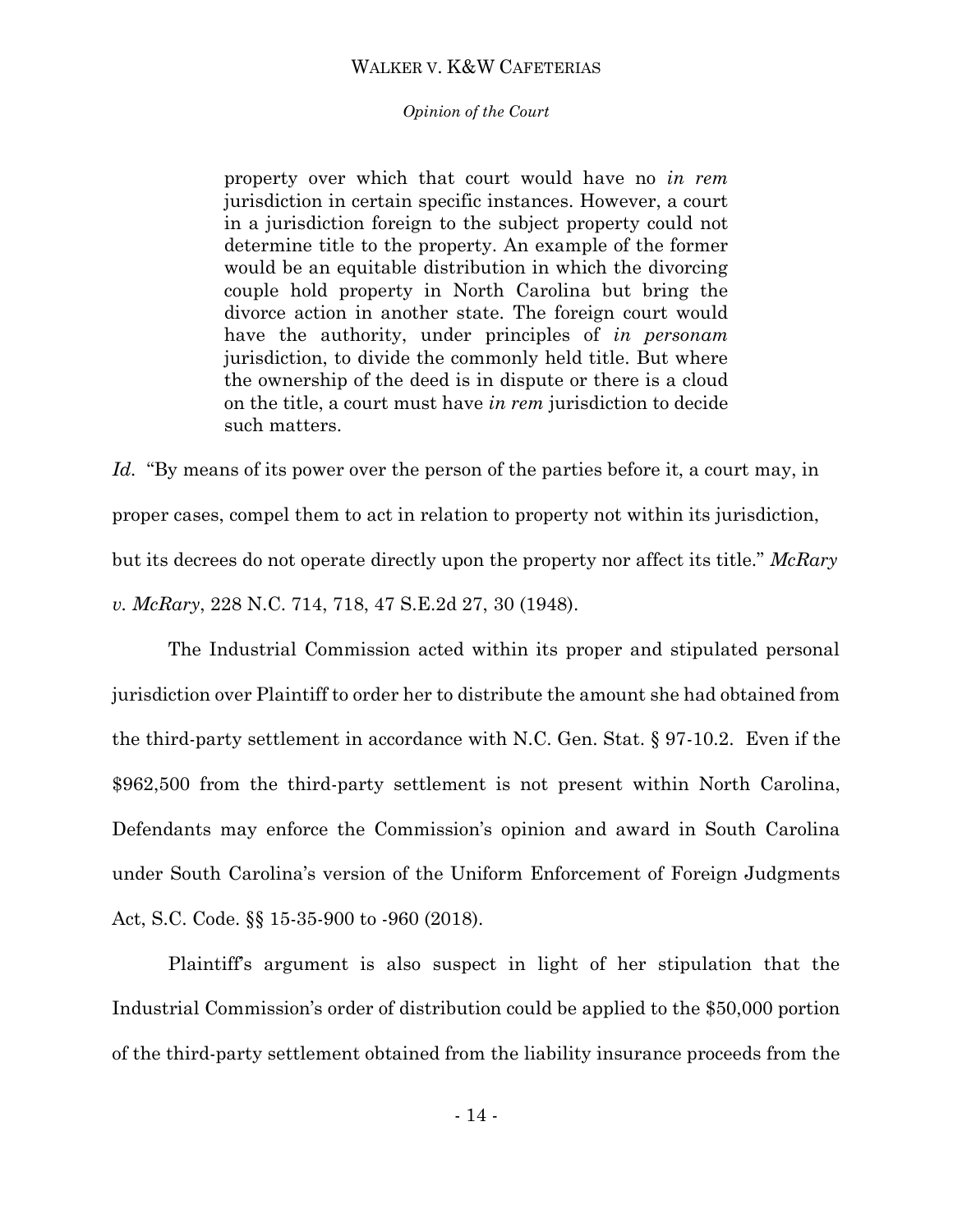> property over which that court would have no *in rem* jurisdiction in certain specific instances. However, a court in a jurisdiction foreign to the subject property could not determine title to the property. An example of the former would be an equitable distribution in which the divorcing couple hold property in North Carolina but bring the divorce action in another state. The foreign court would have the authority, under principles of *in personam* jurisdiction, to divide the commonly held title. But where the ownership of the deed is in dispute or there is a cloud on the title, a court must have *in rem* jurisdiction to decide such matters.

*Id.* "By means of its power over the person of the parties before it, a court may, in proper cases, compel them to act in relation to property not within its jurisdiction, but its decrees do not operate directly upon the property nor affect its title." *McRary v. McRary*, 228 N.C. 714, 718, 47 S.E.2d 27, 30 (1948).

The Industrial Commission acted within its proper and stipulated personal jurisdiction over Plaintiff to order her to distribute the amount she had obtained from the third-party settlement in accordance with N.C. Gen. Stat. § 97-10.2. Even if the $962,500 from the third-party settlement is not present within North Carolina, Defendants may enforce the Commission's opinion and award in South Carolina under South Carolina's version of the Uniform Enforcement of Foreign Judgments Act, S.C. Code. §§ 15-35-900 to -960 (2018).

Plaintiff's argument is also suspect in light of her stipulation that the Industrial Commission's order of distribution could be applied to the $50,000 portion of the third-party settlement obtained from the liability insurance proceeds from the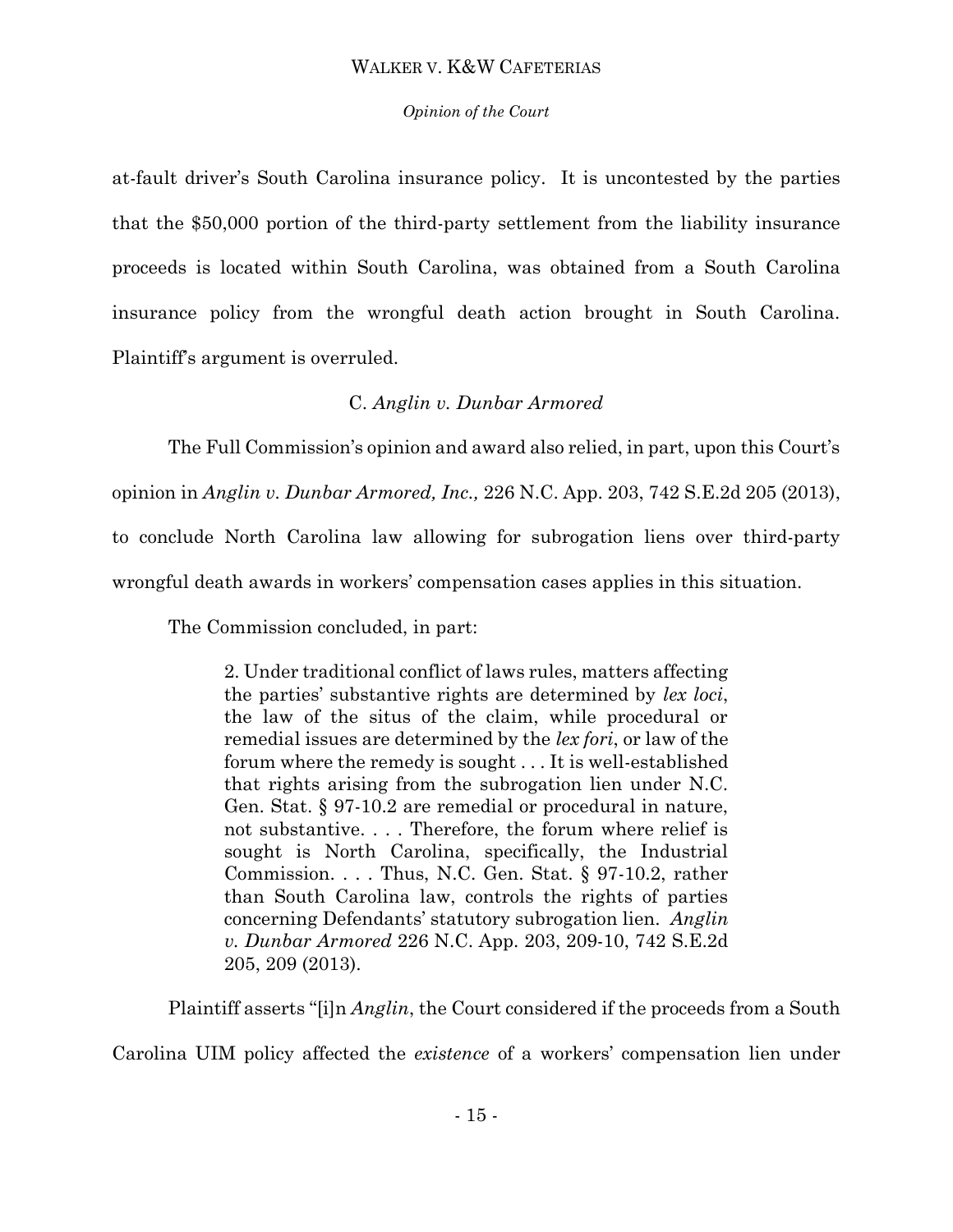at-fault driver's South Carolina insurance policy. It is uncontested by the parties that the $50,000 portion of the third-party settlement from the liability insurance proceeds is located within South Carolina, was obtained from a South Carolina insurance policy from the wrongful death action brought in South Carolina. Plaintiff's argument is overruled.

### C. *Anglin v. Dunbar Armored*

The Full Commission's opinion and award also relied, in part, upon this Court's opinion in *Anglin v. Dunbar Armored, Inc.,* 226 N.C. App. 203, 742 S.E.2d 205 (2013), to conclude North Carolina law allowing for subrogation liens over third-party wrongful death awards in workers' compensation cases applies in this situation.

The Commission concluded, in part:

> 2. Under traditional conflict of laws rules, matters affecting the parties' substantive rights are determined by *lex loci*, the law of the situs of the claim, while procedural or remedial issues are determined by the *lex fori*, or law of the forum where the remedy is sought . . . It is well-established that rights arising from the subrogation lien under N.C. Gen. Stat. § 97-10.2 are remedial or procedural in nature, not substantive. . . . Therefore, the forum where relief is sought is North Carolina, specifically, the Industrial Commission. . . . Thus, N.C. Gen. Stat. § 97-10.2, rather than South Carolina law, controls the rights of parties concerning Defendants' statutory subrogation lien. *Anglin v. Dunbar Armored* 226 N.C. App. 203, 209-10, 742 S.E.2d 205, 209 (2013).

Plaintiff asserts "[i]n *Anglin*, the Court considered if the proceeds from a South Carolina UIM policy affected the *existence* of a workers' compensation lien under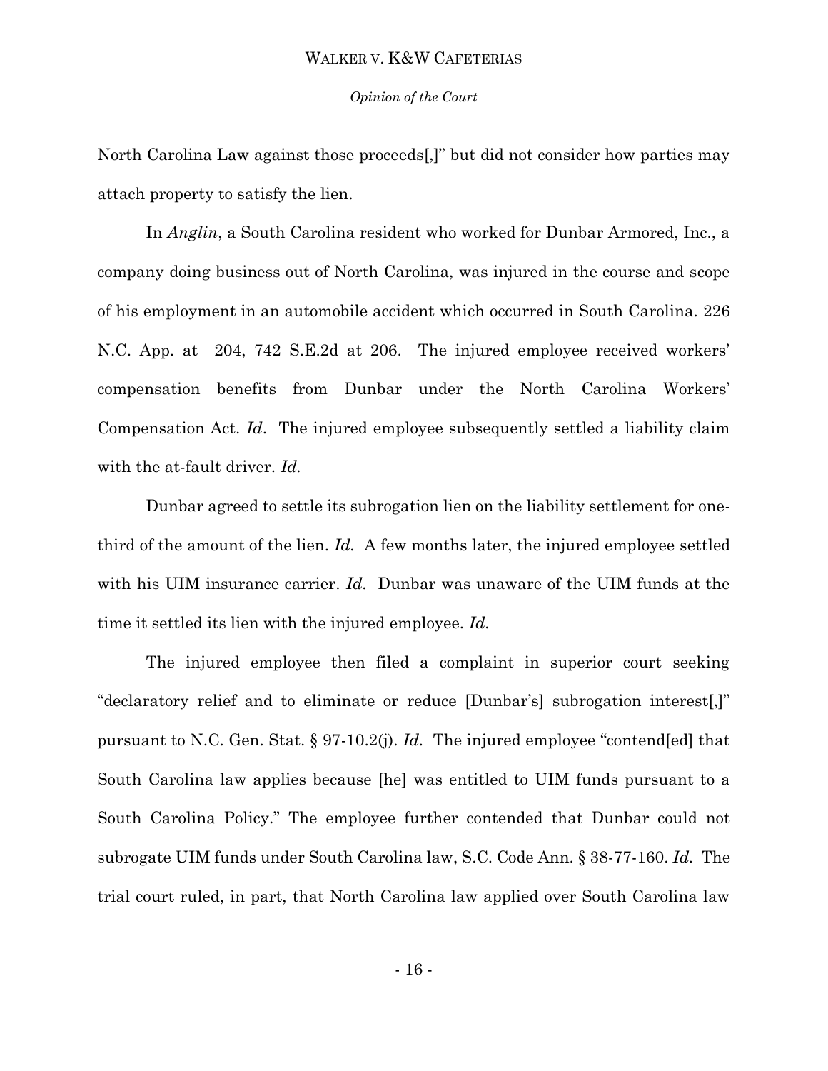North Carolina Law against those proceeds[,]" but did not consider how parties may attach property to satisfy the lien.

In *Anglin*, a South Carolina resident who worked for Dunbar Armored, Inc., a company doing business out of North Carolina, was injured in the course and scope of his employment in an automobile accident which occurred in South Carolina. 226 N.C. App. at 204, 742 S.E.2d at 206. The injured employee received workers' compensation benefits from Dunbar under the North Carolina Workers' Compensation Act. *Id*. The injured employee subsequently settled a liability claim with the at-fault driver. *Id.*

Dunbar agreed to settle its subrogation lien on the liability settlement for one-third of the amount of the lien. *Id.* A few months later, the injured employee settled with his UIM insurance carrier. *Id.* Dunbar was unaware of the UIM funds at the time it settled its lien with the injured employee. *Id.*

The injured employee then filed a complaint in superior court seeking "declaratory relief and to eliminate or reduce [Dunbar's] subrogation interest[,]" pursuant to N.C. Gen. Stat. § 97-10.2(j). *Id.* The injured employee "contend[ed] that South Carolina law applies because [he] was entitled to UIM funds pursuant to a South Carolina Policy." The employee further contended that Dunbar could not subrogate UIM funds under South Carolina law, S.C. Code Ann. § 38-77-160. *Id.* The trial court ruled, in part, that North Carolina law applied over South Carolina law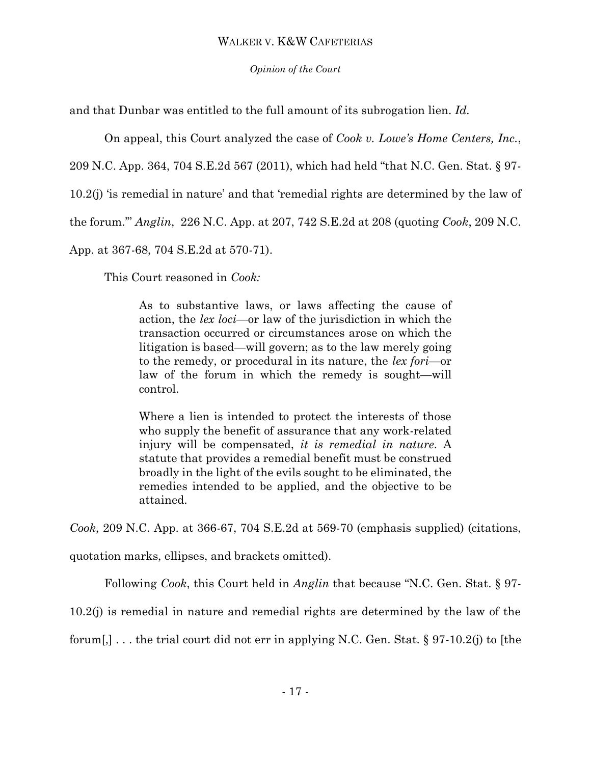and that Dunbar was entitled to the full amount of its subrogation lien. *Id.*

On appeal, this Court analyzed the case of *Cook v. Lowe's Home Centers, Inc.*, 209 N.C. App. 364, 704 S.E.2d 567 (2011), which had held "that N.C. Gen. Stat. § 97-10.2(j) 'is remedial in nature' and that 'remedial rights are determined by the law of the forum.'" *Anglin*, 226 N.C. App. at 207, 742 S.E.2d at 208 (quoting *Cook*, 209 N.C. App. at 367-68, 704 S.E.2d at 570-71).

This Court reasoned in *Cook:*

> As to substantive laws, or laws affecting the cause of action, the *lex loci*—or law of the jurisdiction in which the transaction occurred or circumstances arose on which the litigation is based—will govern; as to the law merely going to the remedy, or procedural in its nature, the *lex fori*—or law of the forum in which the remedy is sought—will control.
>
> Where a lien is intended to protect the interests of those who supply the benefit of assurance that any work-related injury will be compensated, *it is remedial in nature*. A statute that provides a remedial benefit must be construed broadly in the light of the evils sought to be eliminated, the remedies intended to be applied, and the objective to be attained.

*Cook*, 209 N.C. App. at 366-67, 704 S.E.2d at 569-70 (emphasis supplied) (citations, quotation marks, ellipses, and brackets omitted).

Following *Cook*, this Court held in *Anglin* that because "N.C. Gen. Stat. § 97-10.2(j) is remedial in nature and remedial rights are determined by the law of the forum[,] . . . the trial court did not err in applying N.C. Gen. Stat. § 97-10.2(j) to [the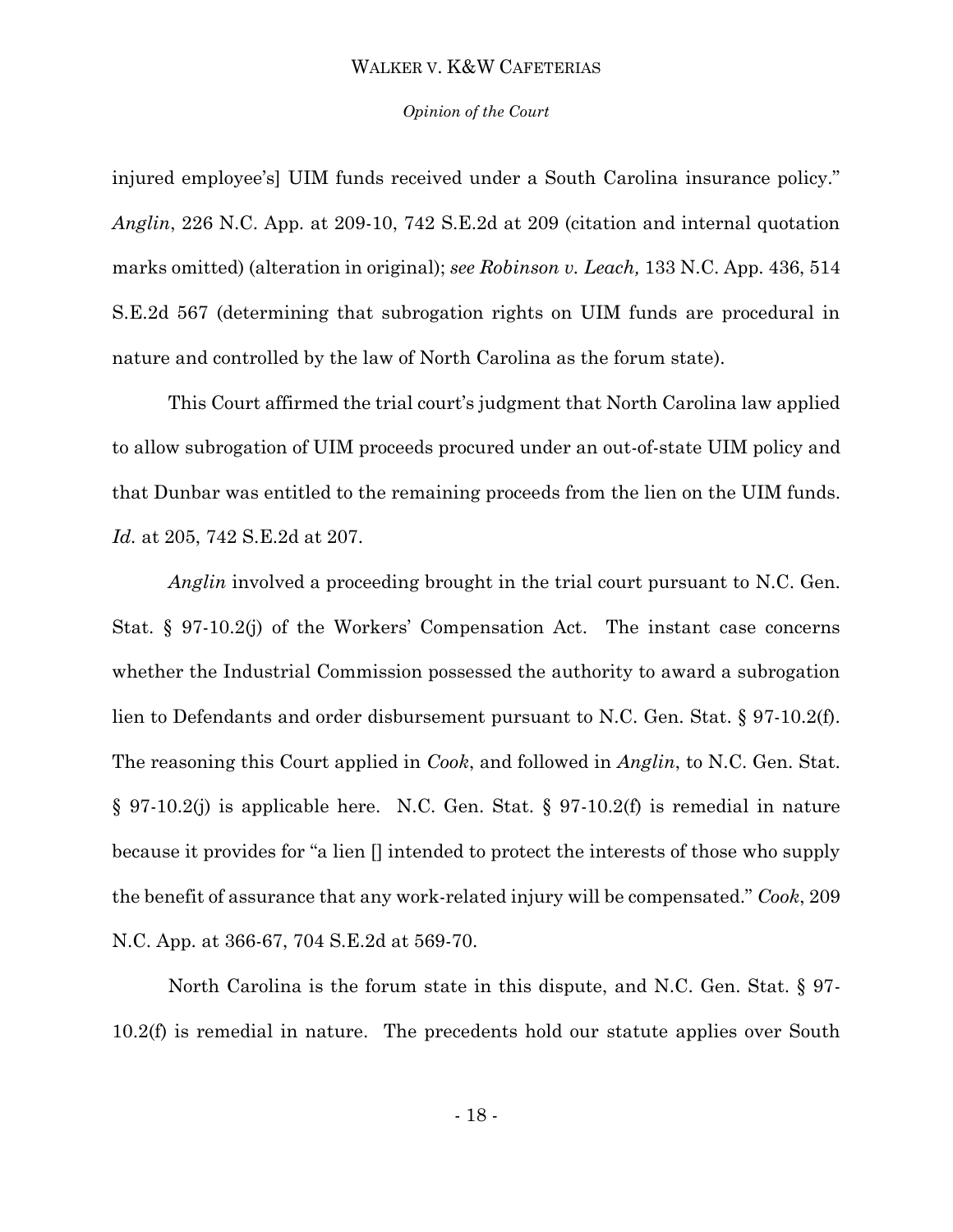injured employee's] UIM funds received under a South Carolina insurance policy." *Anglin*, 226 N.C. App. at 209-10, 742 S.E.2d at 209 (citation and internal quotation marks omitted) (alteration in original); *see Robinson v. Leach,* 133 N.C. App. 436, 514 S.E.2d 567 (determining that subrogation rights on UIM funds are procedural in nature and controlled by the law of North Carolina as the forum state).

This Court affirmed the trial court's judgment that North Carolina law applied to allow subrogation of UIM proceeds procured under an out-of-state UIM policy and that Dunbar was entitled to the remaining proceeds from the lien on the UIM funds. *Id.* at 205, 742 S.E.2d at 207.

*Anglin* involved a proceeding brought in the trial court pursuant to N.C. Gen. Stat. § 97-10.2(j) of the Workers' Compensation Act. The instant case concerns whether the Industrial Commission possessed the authority to award a subrogation lien to Defendants and order disbursement pursuant to N.C. Gen. Stat. § 97-10.2(f). The reasoning this Court applied in *Cook*, and followed in *Anglin*, to N.C. Gen. Stat. § 97-10.2(j) is applicable here. N.C. Gen. Stat. § 97-10.2(f) is remedial in nature because it provides for "a lien [] intended to protect the interests of those who supply the benefit of assurance that any work-related injury will be compensated." *Cook*, 209 N.C. App. at 366-67, 704 S.E.2d at 569-70.

North Carolina is the forum state in this dispute, and N.C. Gen. Stat. § 97-10.2(f) is remedial in nature. The precedents hold our statute applies over South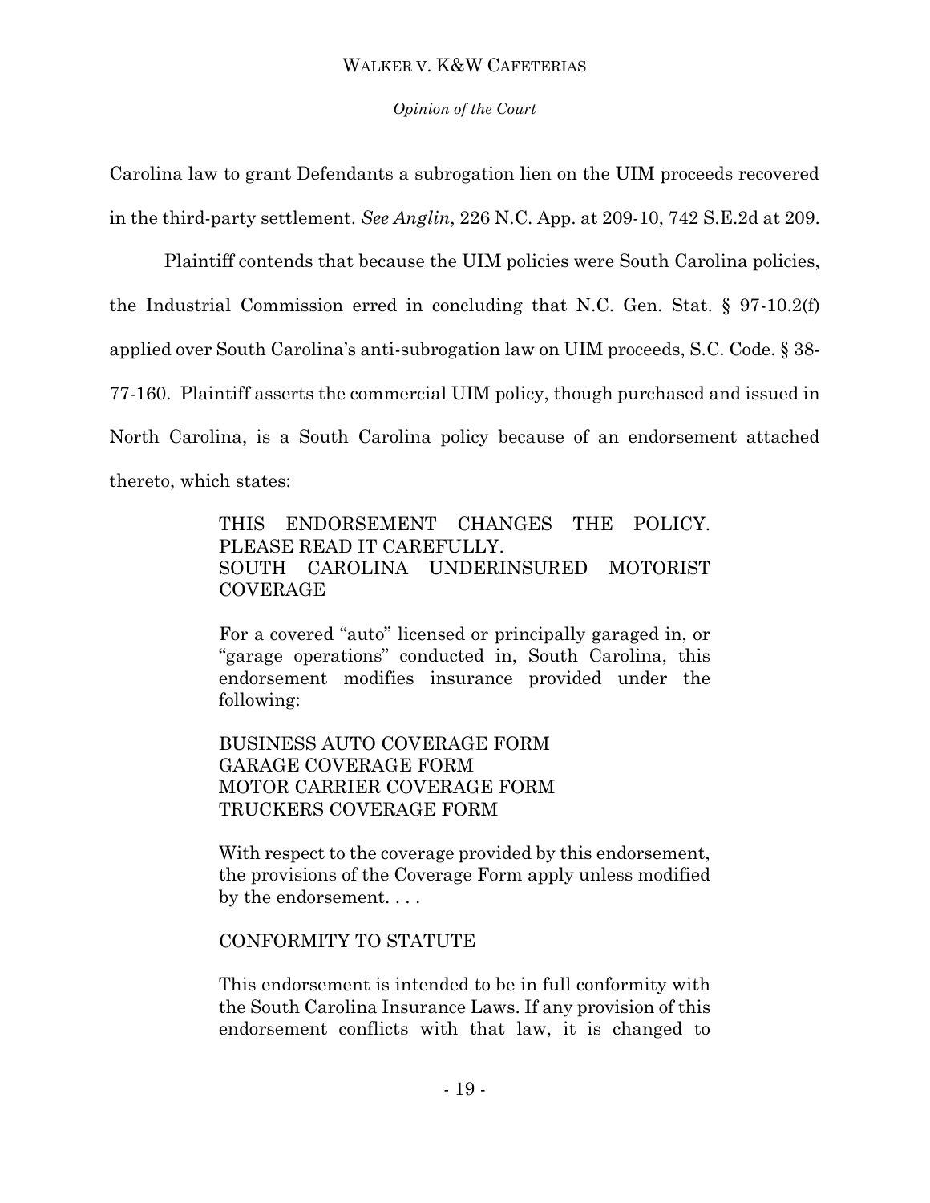Carolina law to grant Defendants a subrogation lien on the UIM proceeds recovered in the third-party settlement. *See Anglin*, 226 N.C. App. at 209-10, 742 S.E.2d at 209.

Plaintiff contends that because the UIM policies were South Carolina policies, the Industrial Commission erred in concluding that N.C. Gen. Stat. § 97-10.2(f) applied over South Carolina's anti-subrogation law on UIM proceeds, S.C. Code. § 38-77-160. Plaintiff asserts the commercial UIM policy, though purchased and issued in North Carolina, is a South Carolina policy because of an endorsement attached thereto, which states:

> THIS ENDORSEMENT CHANGES THE POLICY. PLEASE READ IT CAREFULLY.
> SOUTH CAROLINA UNDERINSURED MOTORIST COVERAGE
>
> For a covered "auto" licensed or principally garaged in, or "garage operations" conducted in, South Carolina, this endorsement modifies insurance provided under the following:
>
> BUSINESS AUTO COVERAGE FORM
> GARAGE COVERAGE FORM
> MOTOR CARRIER COVERAGE FORM
> TRUCKERS COVERAGE FORM
>
> With respect to the coverage provided by this endorsement, the provisions of the Coverage Form apply unless modified by the endorsement. . . .
>
> CONFORMITY TO STATUTE
>
> This endorsement is intended to be in full conformity with the South Carolina Insurance Laws. If any provision of this endorsement conflicts with that law, it is changed to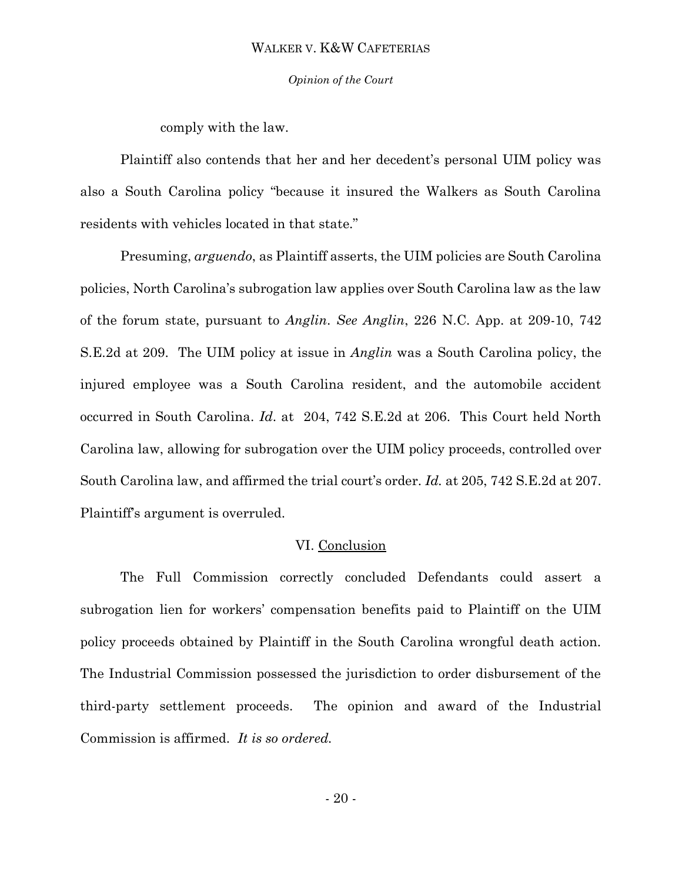comply with the law.

Plaintiff also contends that her and her decedent's personal UIM policy was also a South Carolina policy "because it insured the Walkers as South Carolina residents with vehicles located in that state."

Presuming, *arguendo*, as Plaintiff asserts, the UIM policies are South Carolina policies, North Carolina's subrogation law applies over South Carolina law as the law of the forum state, pursuant to *Anglin*. *See Anglin*, 226 N.C. App. at 209-10, 742 S.E.2d at 209. The UIM policy at issue in *Anglin* was a South Carolina policy, the injured employee was a South Carolina resident, and the automobile accident occurred in South Carolina. *Id*. at 204, 742 S.E.2d at 206. This Court held North Carolina law, allowing for subrogation over the UIM policy proceeds, controlled over South Carolina law, and affirmed the trial court's order. *Id.* at 205, 742 S.E.2d at 207. Plaintiff's argument is overruled.

## VI. Conclusion

The Full Commission correctly concluded Defendants could assert a subrogation lien for workers' compensation benefits paid to Plaintiff on the UIM policy proceeds obtained by Plaintiff in the South Carolina wrongful death action. The Industrial Commission possessed the jurisdiction to order disbursement of the third-party settlement proceeds. The opinion and award of the Industrial Commission is affirmed. *It is so ordered.*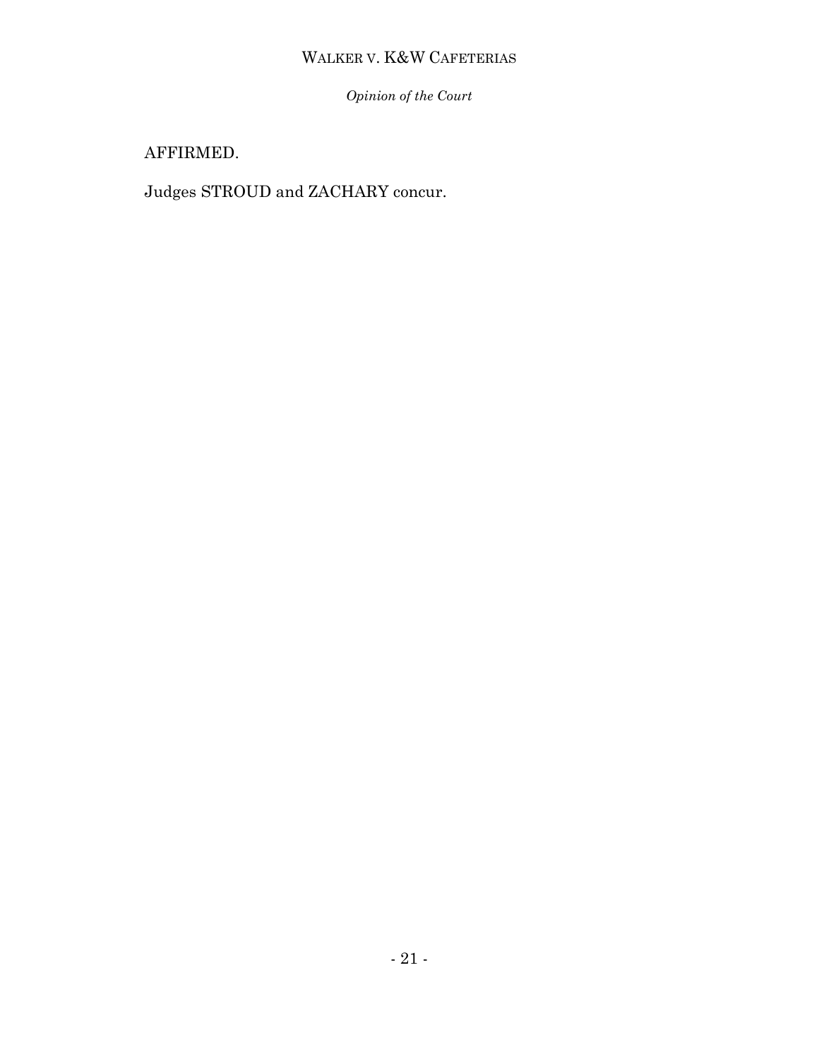AFFIRMED.

Judges STROUD and ZACHARY concur.